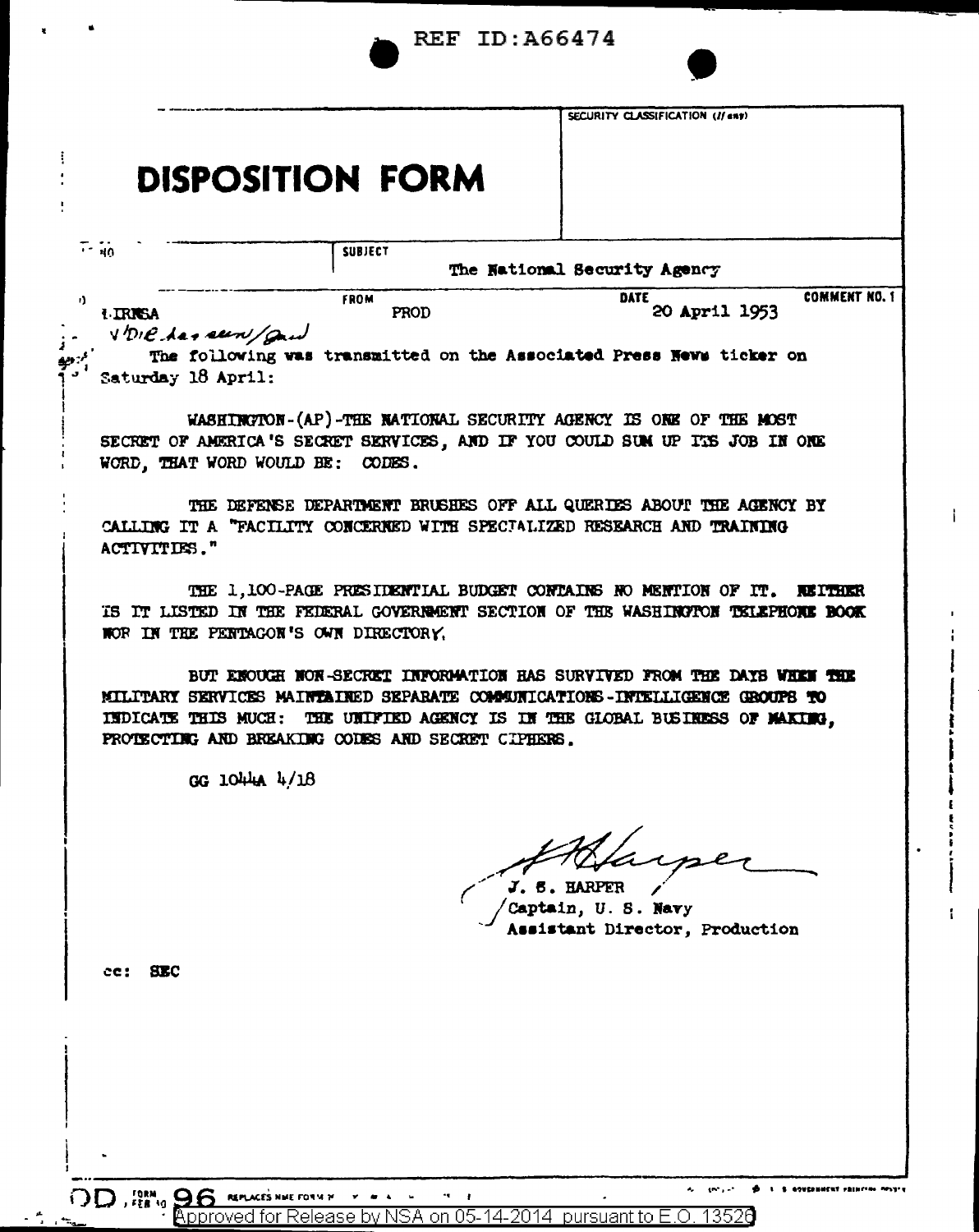REF ID:A66474

# DISPOSITION FORM

SECURITY CLASSIFICATION (If any)

| TO | SUBJECT | | |
|---|---|---|---|
| | The National Security Agency | | |
| **TO** | **FROM** | **DATE** | **COMMENT NO. 1** |
| 1. IRNSA | PROD | 20 April 1953 | |

✓ DIRNSA has seen/[illegible]

The following was transmitted on the Associated Press News ticker on Saturday 18 April:

WASHINGTON-(AP)-THE NATIONAL SECURITY AGENCY IS ONE OF THE MOST SECRET OF AMERICA'S SECRET SERVICES, AND IF YOU COULD SUM UP ITS JOB IN ONE WORD, THAT WORD WOULD BE: CODES.

THE DEFENSE DEPARTMENT BRUSHES OFF ALL QUERIES ABOUT THE AGENCY BY CALLING IT A "FACILITY CONCERNED WITH SPECIALIZED RESEARCH AND TRAINING ACTIVITIES."

THE 1,100-PAGE PRESIDENTIAL BUDGET CONTAINS NO MENTION OF IT. NEITHER IS IT LISTED IN THE FEDERAL GOVERNMENT SECTION OF THE WASHINGTON TELEPHONE BOOK NOR IN THE PENTAGON'S OWN DIRECTORY.

BUT ENOUGH NON-SECRET INFORMATION HAS SURVIVED FROM THE DAYS WHEN THE MILITARY SERVICES MAINTAINED SEPARATE COMMUNICATIONS-INTELLIGENCE GROUPS TO INDICATE THIS MUCH: THE UNIFIED AGENCY IS IN THE GLOBAL BUSINESS OF MAKING, PROTECTING AND BREAKING CODES AND SECRET CIPHERS.

GG 1044A 4/18

J. S. Harper

J. S. HARPER
Captain, U. S. Navy
Assistant Director, Production

cc: SEC

DD FORM 96 FEB 50 REPLACES NME FORM

Approved for Release by NSA on 05-14-2014 pursuant to E.O. 13526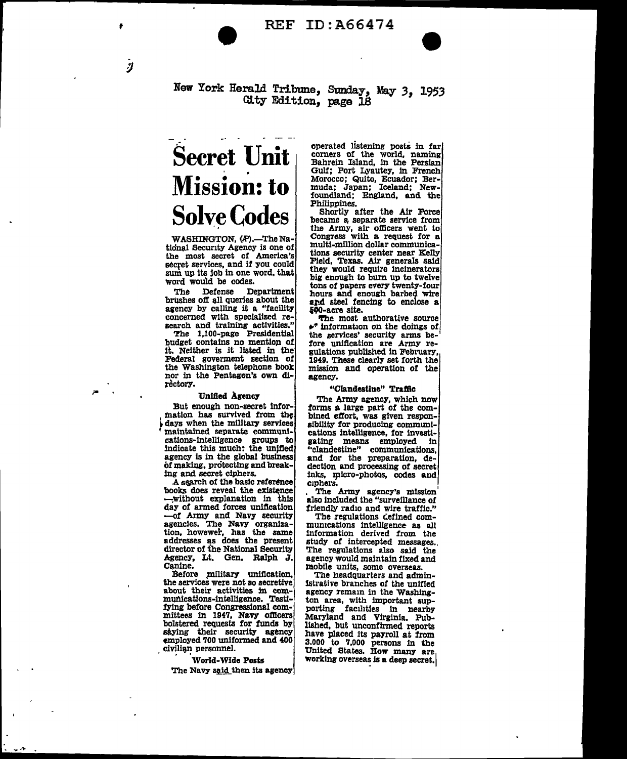New York Herald Tribune, Sunday, May 3, 1953
City Edition, page 18

# Secret Unit Mission: to Solve Codes

WASHINGTON, (AP).—The National Security Agency is one of the most secret of America's secret services, and if you could sum up its job in one word, that word would be codes.

The Defense Department brushes off all queries about the agency by calling it a "facility concerned with specialized research and training activities."

The 1,100-page Presidential budget contains no mention of it. Neither is it listed in the Federal goverment section of the Washington telephone book nor in the Pentagon's own directory.

### Unified Agency

But enough non-secret information has survived from the days when the military services maintained separate communications-intelligence groups to indicate this much: the unified agency is in the global business of making, protecting and breaking and secret ciphers.

A search of the basic reference books does reveal the existence —without explanation in this day of armed forces unification —of Army and Navy security agencies. The Navy organization, howewer, has the same addresses as does the present director of the National Security Agency, Lt. Gen. Ralph J. Canine.

Before military unification, the services were not so secretive about their activities in communications-intelligence. Testifying before Congressional committees in 1947, Navy officers bolstered requests for funds by saying their security agency employed 700 uniformed and 400 civilian personnel.

### World-Wide Posts

The Navy said then its agency operated listening posts in far corners of the world, naming Bahrein Island, in the Persian Gulf; Port Lyautey, in French Morocco; Quito, Ecuador; Bermuda; Japan; Iceland; Newfoundland; England, and the Philippines.

Shortly after the Air Force became a separate service from the Army, air officers went to Congress with a request for a multi-million dollar communications security center near Kelly Field, Texas. Air generals said they would require incinerators big enough to burn up to twelve tons of papers every twenty-four hours and enough barbed wire and steel fencing to enclose a 500-acre site.

The most authorative source of information on the doings of the services' security arms before unification are Army regulations published in February, 1949. These clearly set forth the mission and operation of the agency.

### "Clandestine" Traffic

The Army agency, which now forms a large part of the combined effort, was given responsibility for producing communications intelligence, for investigating means employed in "clandestine" communications, and for the preparation, dedection and processing of secret inks, micro-photos, codes and ciphers.

The Army agency's mission also included the "surveillance of friendly radio and wire traffic."

The regulations defined communications intelligence as all information derived from the study of intercepted messages. The regulations also said the agency would maintain fixed and mobile units, some overseas.

The headquarters and administrative branches of the unified agency remain in the Washington area, with important supporting facilities in nearby Maryland and Virginia. Published, but unconfirmed reports have placed its payroll at from 3,000 to 7,000 persons in the United States. How many are working overseas is a deep secret.